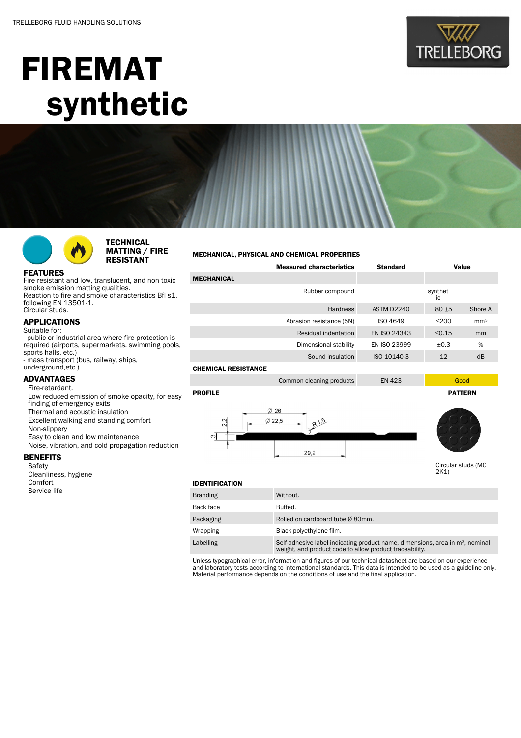# FIREMAT synthetic

## TECHNICAL MATTING / FIRE RESISTANT

### FEATURES

Fire resistant and low, translucent, and non toxic smoke emission matting qualities.
Reaction to fire and smoke characteristics Bfl s1, following EN 13501-1.
Circular studs.

### APPLICATIONS

Suitable for:
- public or industrial area where fire protection is required (airports, supermarkets, swimming pools, sports halls, etc.)
- mass transport (bus, railway, ships, underground,etc.)

### ADVANTAGES

- Fire-retardant.
- Low reduced emission of smoke opacity, for easy finding of emergency exits
- Thermal and acoustic insulation
- Excellent walking and standing comfort
- Non-slippery
- Easy to clean and low maintenance
- Noise, vibration, and cold propagation reduction

### BENEFITS

- Safety
- Cleanliness, hygiene
- Comfort
- Service life

### MECHANICAL, PHYSICAL AND CHEMICAL PROPERTIES

| Measured characteristics | Standard | Value | |
|---|---|---|---|
| **MECHANICAL** | | | |
| Rubber compound | | synthetic | |
| Hardness | ASTM D2240 | 80 ±5 | Shore A |
| Abrasion resistance (5N) | ISO 4649 | ≤200 | mm³ |
| Residual indentation | EN ISO 24343 | ≤0.15 | mm |
| Dimensional stability | EN ISO 23999 | ±0.3 | % |
| Sound insulation | ISO 10140-3 | 12 | dB |
| **CHEMICAL RESISTANCE** | | | |
| Common cleaning products | EN 423 | Good | |

### PROFILE

Ø 26, Ø 22,5, R 1,5, 2,2, 3, 29,2

### PATTERN

Circular studs (MC 2K1)

### IDENTIFICATION

| | |
|---|---|
| Branding | Without. |
| Back face | Buffed. |
| Packaging | Rolled on cardboard tube Ø 80mm. |
| Wrapping | Black polyethylene film. |
| Labelling | Self-adhesive label indicating product name, dimensions, area in m², nominal weight, and product code to allow product traceability. |

Unless typographical error, information and figures of our technical datasheet are based on our experience and laboratory tests according to international standards. This data is intended to be used as a guideline only. Material performance depends on the conditions of use and the final application.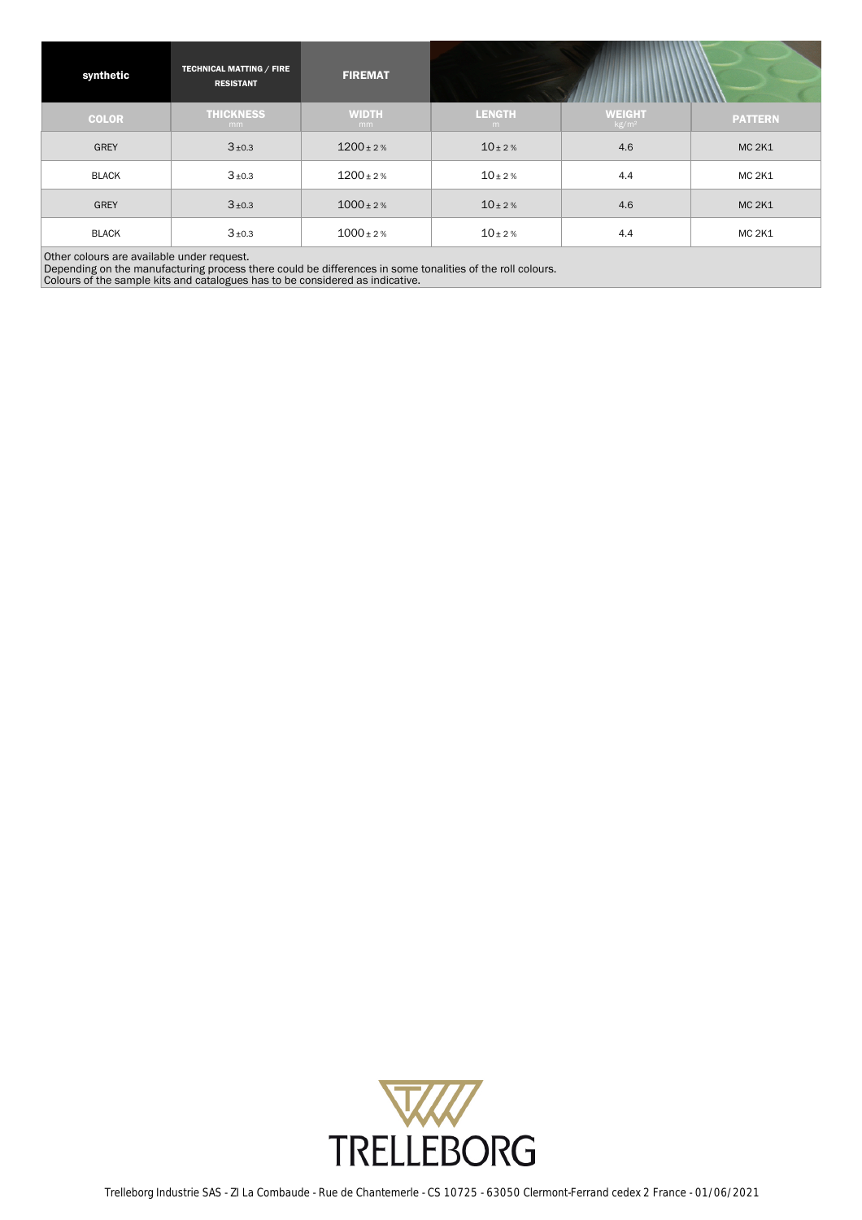| synthetic | TECHNICAL MATTING / FIRE RESISTANT | FIREMAT | | | |
|---|---|---|---|---|---|
| **COLOR** | **THICKNESS** mm | **WIDTH** mm | **LENGTH** m | **WEIGHT** kg/m² | **PATTERN** |
| GREY | 3 ±0.3 | 1200 ± 2 % | 10 ± 2 % | 4.6 | MC 2K1 |
| BLACK | 3 ±0.3 | 1200 ± 2 % | 10 ± 2 % | 4.4 | MC 2K1 |
| GREY | 3 ±0.3 | 1000 ± 2 % | 10 ± 2 % | 4.6 | MC 2K1 |
| BLACK | 3 ±0.3 | 1000 ± 2 % | 10 ± 2 % | 4.4 | MC 2K1 |

Other colours are available under request.
Depending on the manufacturing process there could be differences in some tonalities of the roll colours.
Colours of the sample kits and catalogues has to be considered as indicative.

TRELLEBORG

Trelleborg Industrie SAS - ZI La Combaude - Rue de Chantemerle - CS 10725 - 63050 Clermont-Ferrand cedex 2 France - 01/06/2021